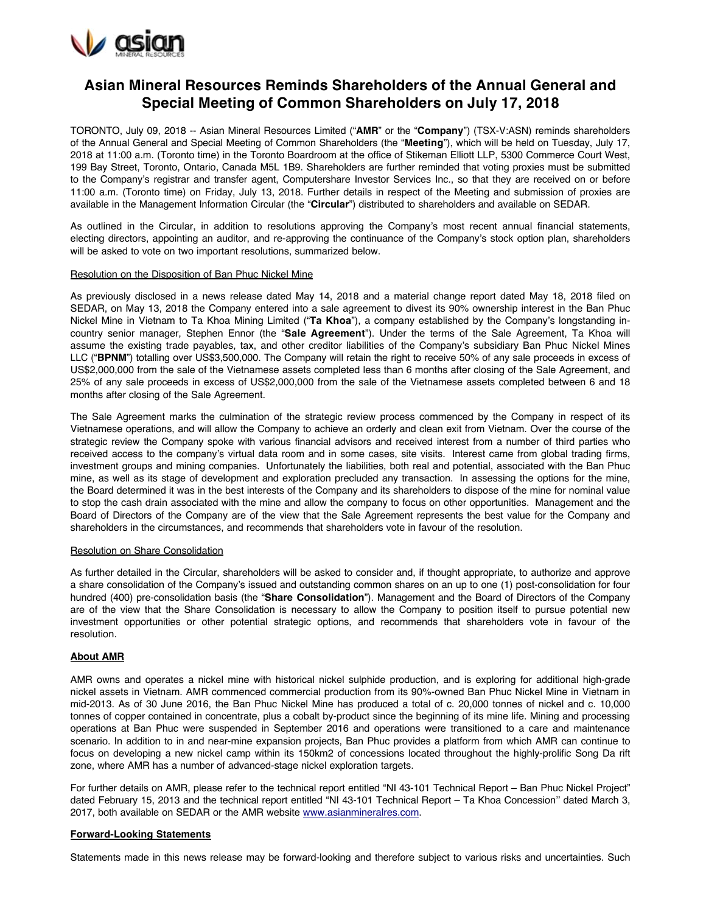# Asian Mineral Resources Reminds Shareholders of the Annual General and Special Meeting of Common Shareholders on July 17, 2018

TORONTO, July 09, 2018 -- Asian Mineral Resources Limited ("**AMR**" or the "**Company**") (TSX-V:ASN) reminds shareholders of the Annual General and Special Meeting of Common Shareholders (the "**Meeting**"), which will be held on Tuesday, July 17, 2018 at 11:00 a.m. (Toronto time) in the Toronto Boardroom at the office of Stikeman Elliott LLP, 5300 Commerce Court West, 199 Bay Street, Toronto, Ontario, Canada M5L 1B9. Shareholders are further reminded that voting proxies must be submitted to the Company's registrar and transfer agent, Computershare Investor Services Inc., so that they are received on or before 11:00 a.m. (Toronto time) on Friday, July 13, 2018. Further details in respect of the Meeting and submission of proxies are available in the Management Information Circular (the "**Circular**") distributed to shareholders and available on SEDAR.

As outlined in the Circular, in addition to resolutions approving the Company's most recent annual financial statements, electing directors, appointing an auditor, and re-approving the continuance of the Company's stock option plan, shareholders will be asked to vote on two important resolutions, summarized below.

Resolution on the Disposition of Ban Phuc Nickel Mine

As previously disclosed in a news release dated May 14, 2018 and a material change report dated May 18, 2018 filed on SEDAR, on May 13, 2018 the Company entered into a share agreement to divest its 90% ownership interest in the Ban Phuc Nickel Mine in Vietnam to Ta Khoa Mining Limited ("**Ta Khoa**"), a company established by the Company's longstanding in-country senior manager, Stephen Ennor (the "**Sale Agreement**"). Under the terms of the Sale Agreement, Ta Khoa will assume the existing trade payables, tax, and other creditor liabilities of the Company's subsidiary Ban Phuc Nickel Mines LLC ("**BPNM**") totalling over US$3,500,000. The Company will retain the right to receive 50% of any sale proceeds in excess of US$2,000,000 from the sale of the Vietnamese assets completed less than 6 months after closing of the Sale Agreement, and 25% of any sale proceeds in excess of US$2,000,000 from the sale of the Vietnamese assets completed between 6 and 18 months after closing of the Sale Agreement.

The Sale Agreement marks the culmination of the strategic review process commenced by the Company in respect of its Vietnamese operations, and will allow the Company to achieve an orderly and clean exit from Vietnam. Over the course of the strategic review the Company spoke with various financial advisors and received interest from a number of third parties who received access to the company's virtual data room and in some cases, site visits. Interest came from global trading firms, investment groups and mining companies. Unfortunately the liabilities, both real and potential, associated with the Ban Phuc mine, as well as its stage of development and exploration precluded any transaction. In assessing the options for the mine, the Board determined it was in the best interests of the Company and its shareholders to dispose of the mine for nominal value to stop the cash drain associated with the mine and allow the company to focus on other opportunities. Management and the Board of Directors of the Company are of the view that the Sale Agreement represents the best value for the Company and shareholders in the circumstances, and recommends that shareholders vote in favour of the resolution.

Resolution on Share Consolidation

As further detailed in the Circular, shareholders will be asked to consider and, if thought appropriate, to authorize and approve a share consolidation of the Company's issued and outstanding common shares on an up to one (1) post-consolidation for four hundred (400) pre-consolidation basis (the "**Share Consolidation**"). Management and the Board of Directors of the Company are of the view that the Share Consolidation is necessary to allow the Company to position itself to pursue potential new investment opportunities or other potential strategic options, and recommends that shareholders vote in favour of the resolution.

**About AMR**

AMR owns and operates a nickel mine with historical nickel sulphide production, and is exploring for additional high-grade nickel assets in Vietnam. AMR commenced commercial production from its 90%-owned Ban Phuc Nickel Mine in Vietnam in mid-2013. As of 30 June 2016, the Ban Phuc Nickel Mine has produced a total of c. 20,000 tonnes of nickel and c. 10,000 tonnes of copper contained in concentrate, plus a cobalt by-product since the beginning of its mine life. Mining and processing operations at Ban Phuc were suspended in September 2016 and operations were transitioned to a care and maintenance scenario. In addition to in and near-mine expansion projects, Ban Phuc provides a platform from which AMR can continue to focus on developing a new nickel camp within its 150km2 of concessions located throughout the highly-prolific Song Da rift zone, where AMR has a number of advanced-stage nickel exploration targets.

For further details on AMR, please refer to the technical report entitled "NI 43-101 Technical Report – Ban Phuc Nickel Project" dated February 15, 2013 and the technical report entitled "NI 43-101 Technical Report – Ta Khoa Concession'' dated March 3, 2017, both available on SEDAR or the AMR website www.asianmineralres.com.

**Forward-Looking Statements**

Statements made in this news release may be forward-looking and therefore subject to various risks and uncertainties. Such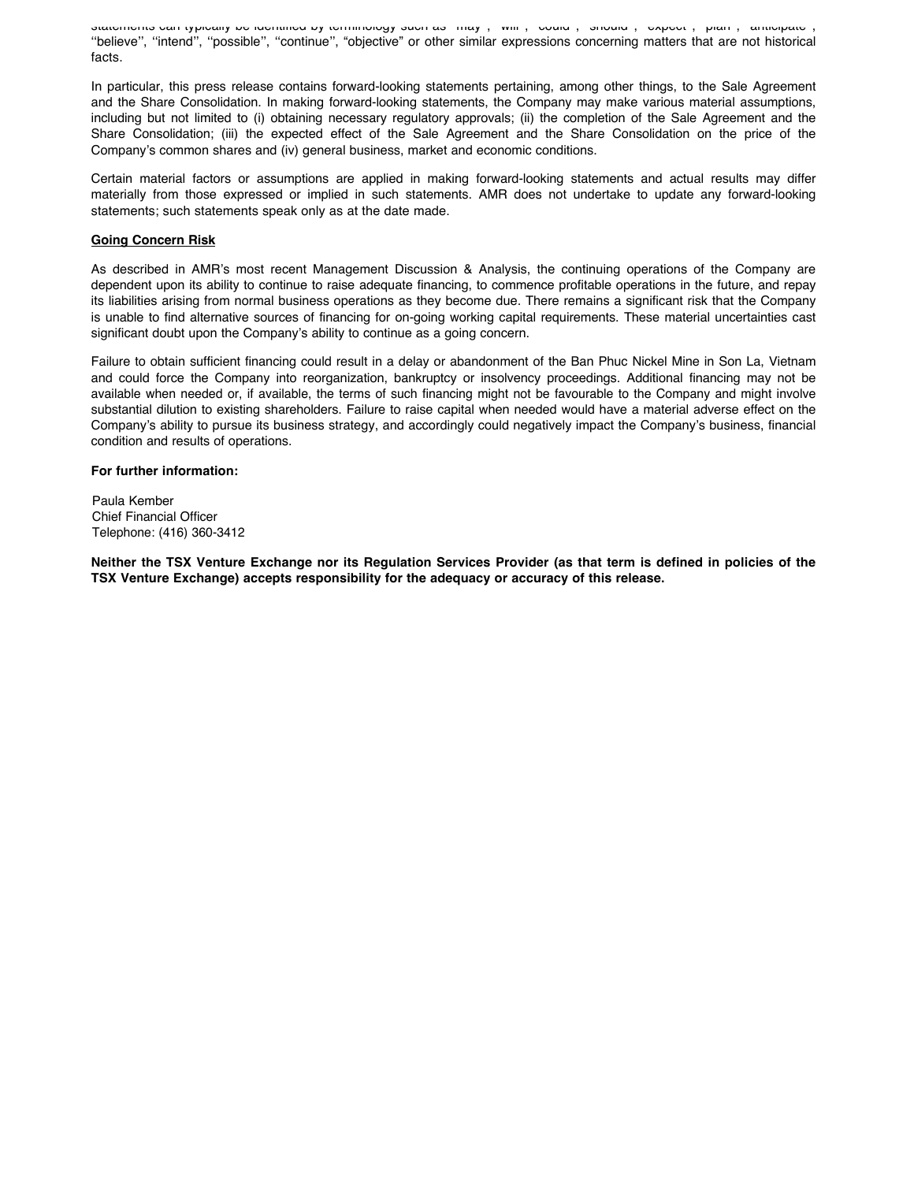statements can typically be identified by terminology such as "may", "will", "could", "should", "expect", "plan", "anticipate", "believe", "intend", "possible", "continue", "objective" or other similar expressions concerning matters that are not historical facts.

In particular, this press release contains forward-looking statements pertaining, among other things, to the Sale Agreement and the Share Consolidation. In making forward-looking statements, the Company may make various material assumptions, including but not limited to (i) obtaining necessary regulatory approvals; (ii) the completion of the Sale Agreement and the Share Consolidation; (iii) the expected effect of the Sale Agreement and the Share Consolidation on the price of the Company's common shares and (iv) general business, market and economic conditions.

Certain material factors or assumptions are applied in making forward-looking statements and actual results may differ materially from those expressed or implied in such statements. AMR does not undertake to update any forward-looking statements; such statements speak only as at the date made.

**Going Concern Risk**

As described in AMR's most recent Management Discussion & Analysis, the continuing operations of the Company are dependent upon its ability to continue to raise adequate financing, to commence profitable operations in the future, and repay its liabilities arising from normal business operations as they become due. There remains a significant risk that the Company is unable to find alternative sources of financing for on-going working capital requirements. These material uncertainties cast significant doubt upon the Company's ability to continue as a going concern.

Failure to obtain sufficient financing could result in a delay or abandonment of the Ban Phuc Nickel Mine in Son La, Vietnam and could force the Company into reorganization, bankruptcy or insolvency proceedings. Additional financing may not be available when needed or, if available, the terms of such financing might not be favourable to the Company and might involve substantial dilution to existing shareholders. Failure to raise capital when needed would have a material adverse effect on the Company's ability to pursue its business strategy, and accordingly could negatively impact the Company's business, financial condition and results of operations.

**For further information:**

Paula Kember
Chief Financial Officer
Telephone: (416) 360-3412

**Neither the TSX Venture Exchange nor its Regulation Services Provider (as that term is defined in policies of the TSX Venture Exchange) accepts responsibility for the adequacy or accuracy of this release.**